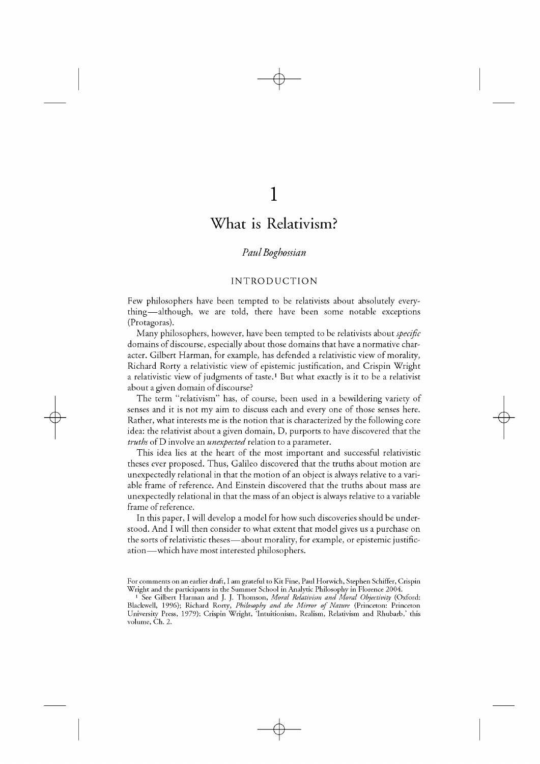# 1

# What is Relativism?

*Paul Boghossian*

## INTRODUCTION

Few philosophers have been tempted to be relativists about absolutely everything—although, we are told, there have been some notable exceptions (Protagoras).

Many philosophers, however, have been tempted to be relativists about *specific* domains of discourse, especially about those domains that have a normative character. Gilbert Harman, for example, has defended a relativistic view of morality, Richard Rorty a relativistic view of epistemic justification, and Crispin Wright a relativistic view of judgments of taste.[1] But what exactly is it to be a relativist about a given domain of discourse?

The term "relativism" has, of course, been used in a bewildering variety of senses and it is not my aim to discuss each and every one of those senses here. Rather, what interests me is the notion that is characterized by the following core idea: the relativist about a given domain, D, purports to have discovered that the *truths* of D involve an *unexpected* relation to a parameter.

This idea lies at the heart of the most important and successful relativistic theses ever proposed. Thus, Galileo discovered that the truths about motion are unexpectedly relational in that the motion of an object is always relative to a variable frame of reference. And Einstein discovered that the truths about mass are unexpectedly relational in that the mass of an object is always relative to a variable frame of reference.

In this paper, I will develop a model for how such discoveries should be understood. And I will then consider to what extent that model gives us a purchase on the sorts of relativistic theses—about morality, for example, or epistemic justification—which have most interested philosophers.

For comments on an earlier draft, I am grateful to Kit Fine, Paul Horwich, Stephen Schiffer, Crispin Wright and the participants in the Summer School in Analytic Philosophy in Florence 2004.

[1] See Gilbert Harman and J. J. Thomson, *Moral Relativism and Moral Objectivity* (Oxford: Blackwell, 1996); Richard Rorty, *Philosophy and the Mirror of Nature* (Princeton: Princeton University Press, 1979); Crispin Wright, 'Intuitionism, Realism, Relativism and Rhubarb,' this volume, Ch. 2.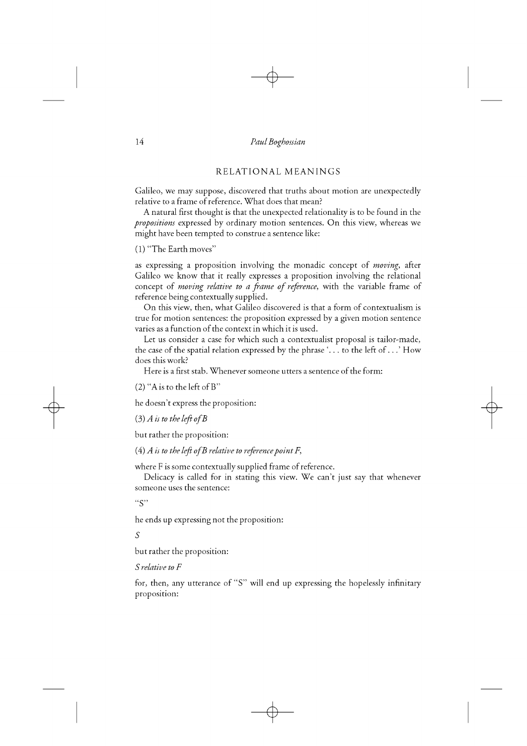## RELATIONAL MEANINGS

Galileo, we may suppose, discovered that truths about motion are unexpectedly relative to a frame of reference. What does that mean?

A natural first thought is that the unexpected relationality is to be found in the *propositions* expressed by ordinary motion sentences. On this view, whereas we might have been tempted to construe a sentence like:

(1) "The Earth moves"

as expressing a proposition involving the monadic concept of *moving*, after Galileo we know that it really expresses a proposition involving the relational concept of *moving relative to a frame of reference*, with the variable frame of reference being contextually supplied.

On this view, then, what Galileo discovered is that a form of contextualism is true for motion sentences: the proposition expressed by a given motion sentence varies as a function of the context in which it is used.

Let us consider a case for which such a contextualist proposal is tailor-made, the case of the spatial relation expressed by the phrase '. . . to the left of . . .' How does this work?

Here is a first stab. Whenever someone utters a sentence of the form:

(2) "A is to the left of B"

he doesn't express the proposition:

(3) *A is to the left of B*

but rather the proposition:

(4) *A is to the left of B relative to reference point F*,

where F is some contextually supplied frame of reference.

Delicacy is called for in stating this view. We can't just say that whenever someone uses the sentence:

"S"

he ends up expressing not the proposition:

*S*

but rather the proposition:

*S relative to F*

for, then, any utterance of "S" will end up expressing the hopelessly infinitary proposition: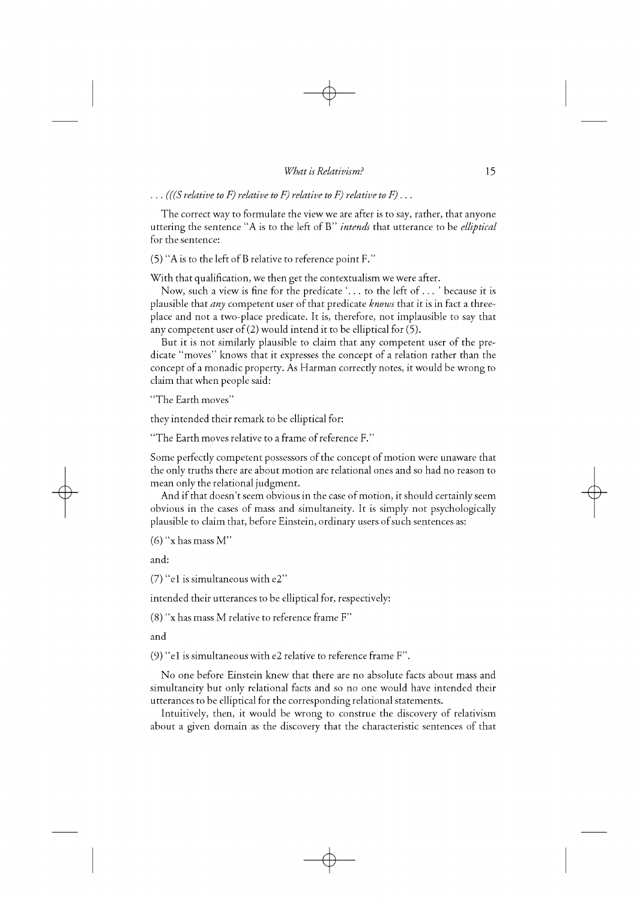*... (((S relative to F) relative to F) relative to F) relative to F) ...*

The correct way to formulate the view we are after is to say, rather, that anyone uttering the sentence "A is to the left of B" *intends* that utterance to be *elliptical* for the sentence:

(5) "A is to the left of B relative to reference point F."

With that qualification, we then get the contextualism we were after.

Now, such a view is fine for the predicate '... to the left of ... ' because it is plausible that *any* competent user of that predicate *knows* that it is in fact a three-place and not a two-place predicate. It is, therefore, not implausible to say that any competent user of (2) would intend it to be elliptical for (5).

But it is not similarly plausible to claim that any competent user of the predicate "moves" knows that it expresses the concept of a relation rather than the concept of a monadic property. As Harman correctly notes, it would be wrong to claim that when people said:

"The Earth moves"

they intended their remark to be elliptical for:

"The Earth moves relative to a frame of reference F."

Some perfectly competent possessors of the concept of motion were unaware that the only truths there are about motion are relational ones and so had no reason to mean only the relational judgment.

And if that doesn't seem obvious in the case of motion, it should certainly seem obvious in the cases of mass and simultaneity. It is simply not psychologically plausible to claim that, before Einstein, ordinary users of such sentences as:

(6) "x has mass M"

and:

(7) "e1 is simultaneous with e2"

intended their utterances to be elliptical for, respectively:

(8) "x has mass M relative to reference frame F"

and

(9) "e1 is simultaneous with e2 relative to reference frame F".

No one before Einstein knew that there are no absolute facts about mass and simultaneity but only relational facts and so no one would have intended their utterances to be elliptical for the corresponding relational statements.

Intuitively, then, it would be wrong to construe the discovery of relativism about a given domain as the discovery that the characteristic sentences of that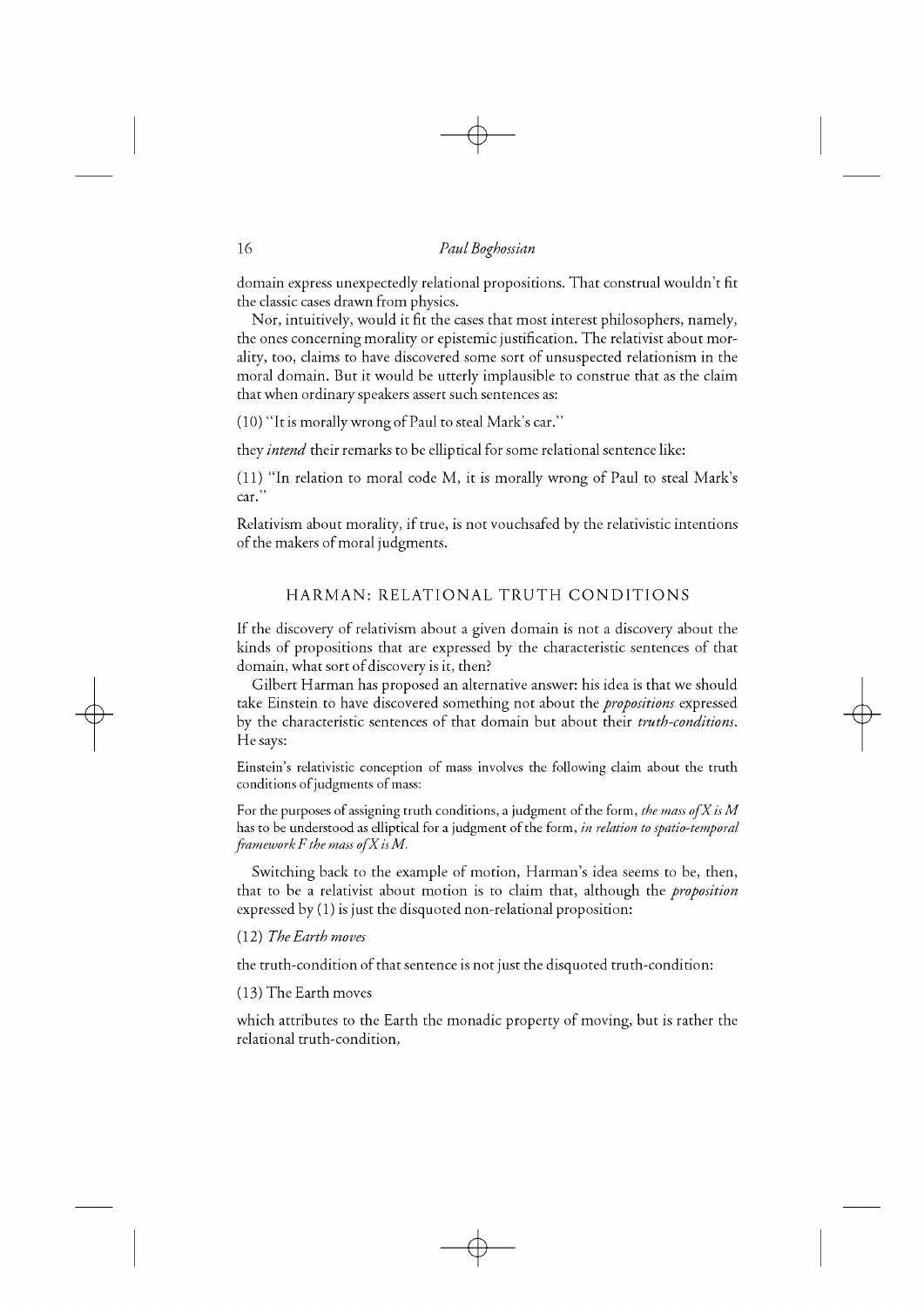domain express unexpectedly relational propositions. That construal wouldn't fit the classic cases drawn from physics.

Nor, intuitively, would it fit the cases that most interest philosophers, namely, the ones concerning morality or epistemic justification. The relativist about morality, too, claims to have discovered some sort of unsuspected relationism in the moral domain. But it would be utterly implausible to construe that as the claim that when ordinary speakers assert such sentences as:

(10) "It is morally wrong of Paul to steal Mark's car."

they *intend* their remarks to be elliptical for some relational sentence like:

(11) "In relation to moral code M, it is morally wrong of Paul to steal Mark's car."

Relativism about morality, if true, is not vouchsafed by the relativistic intentions of the makers of moral judgments.

## HARMAN: RELATIONAL TRUTH CONDITIONS

If the discovery of relativism about a given domain is not a discovery about the kinds of propositions that are expressed by the characteristic sentences of that domain, what sort of discovery is it, then?

Gilbert Harman has proposed an alternative answer: his idea is that we should take Einstein to have discovered something not about the *propositions* expressed by the characteristic sentences of that domain but about their *truth-conditions*. He says:

> Einstein's relativistic conception of mass involves the following claim about the truth conditions of judgments of mass:
>
> For the purposes of assigning truth conditions, a judgment of the form, *the mass of X is M* has to be understood as elliptical for a judgment of the form, *in relation to spatio-temporal framework F the mass of X is M.*

Switching back to the example of motion, Harman's idea seems to be, then, that to be a relativist about motion is to claim that, although the *proposition* expressed by (1) is just the disquoted non-relational proposition:

(12) *The Earth moves*

the truth-condition of that sentence is not just the disquoted truth-condition:

(13) The Earth moves

which attributes to the Earth the monadic property of moving, but is rather the relational truth-condition,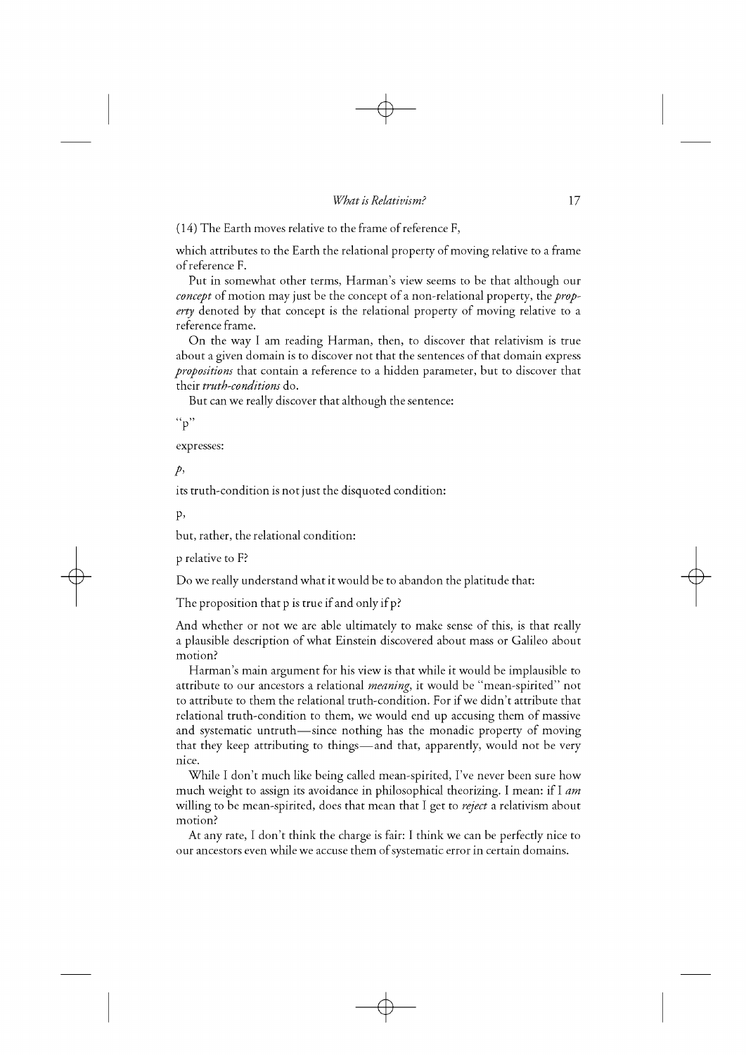(14) The Earth moves relative to the frame of reference F,

which attributes to the Earth the relational property of moving relative to a frame of reference F.

Put in somewhat other terms, Harman's view seems to be that although our *concept* of motion may just be the concept of a non-relational property, the *property* denoted by that concept is the relational property of moving relative to a reference frame.

On the way I am reading Harman, then, to discover that relativism is true about a given domain is to discover not that the sentences of that domain express *propositions* that contain a reference to a hidden parameter, but to discover that their *truth-conditions* do.

But can we really discover that although the sentence:

"p"

expresses:

*p*,

its truth-condition is not just the disquoted condition:

p,

but, rather, the relational condition:

p relative to F?

Do we really understand what it would be to abandon the platitude that:

The proposition that p is true if and only if p?

And whether or not we are able ultimately to make sense of this, is that really a plausible description of what Einstein discovered about mass or Galileo about motion?

Harman's main argument for his view is that while it would be implausible to attribute to our ancestors a relational *meaning*, it would be "mean-spirited" not to attribute to them the relational truth-condition. For if we didn't attribute that relational truth-condition to them, we would end up accusing them of massive and systematic untruth—since nothing has the monadic property of moving that they keep attributing to things—and that, apparently, would not be very nice.

While I don't much like being called mean-spirited, I've never been sure how much weight to assign its avoidance in philosophical theorizing. I mean: if I *am* willing to be mean-spirited, does that mean that I get to *reject* a relativism about motion?

At any rate, I don't think the charge is fair: I think we can be perfectly nice to our ancestors even while we accuse them of systematic error in certain domains.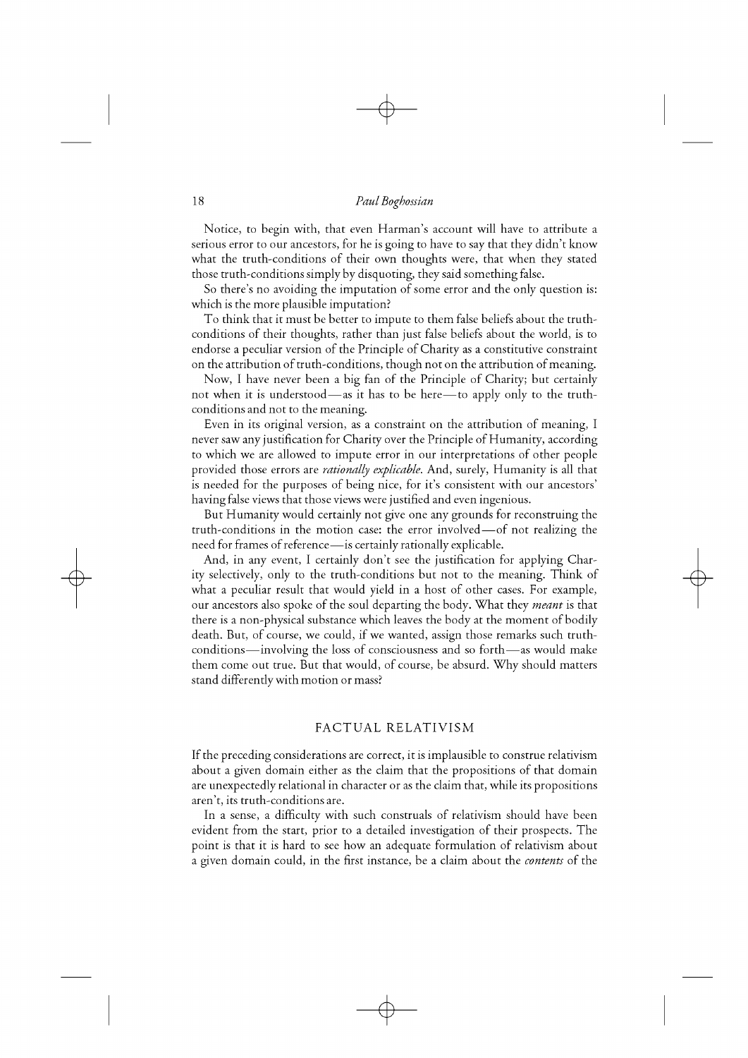Notice, to begin with, that even Harman's account will have to attribute a serious error to our ancestors, for he is going to have to say that they didn't know what the truth-conditions of their own thoughts were, that when they stated those truth-conditions simply by disquoting, they said something false.

So there's no avoiding the imputation of some error and the only question is: which is the more plausible imputation?

To think that it must be better to impute to them false beliefs about the truth-conditions of their thoughts, rather than just false beliefs about the world, is to endorse a peculiar version of the Principle of Charity as a constitutive constraint on the attribution of truth-conditions, though not on the attribution of meaning.

Now, I have never been a big fan of the Principle of Charity; but certainly not when it is understood—as it has to be here—to apply only to the truth-conditions and not to the meaning.

Even in its original version, as a constraint on the attribution of meaning, I never saw any justification for Charity over the Principle of Humanity, according to which we are allowed to impute error in our interpretations of other people provided those errors are *rationally explicable*. And, surely, Humanity is all that is needed for the purposes of being nice, for it's consistent with our ancestors' having false views that those views were justified and even ingenious.

But Humanity would certainly not give one any grounds for reconstruing the truth-conditions in the motion case: the error involved—of not realizing the need for frames of reference—is certainly rationally explicable.

And, in any event, I certainly don't see the justification for applying Charity selectively, only to the truth-conditions but not to the meaning. Think of what a peculiar result that would yield in a host of other cases. For example, our ancestors also spoke of the soul departing the body. What they *meant* is that there is a non-physical substance which leaves the body at the moment of bodily death. But, of course, we could, if we wanted, assign those remarks such truth-conditions—involving the loss of consciousness and so forth—as would make them come out true. But that would, of course, be absurd. Why should matters stand differently with motion or mass?

## FACTUAL RELATIVISM

If the preceding considerations are correct, it is implausible to construe relativism about a given domain either as the claim that the propositions of that domain are unexpectedly relational in character or as the claim that, while its propositions aren't, its truth-conditions are.

In a sense, a difficulty with such construals of relativism should have been evident from the start, prior to a detailed investigation of their prospects. The point is that it is hard to see how an adequate formulation of relativism about a given domain could, in the first instance, be a claim about the *contents* of the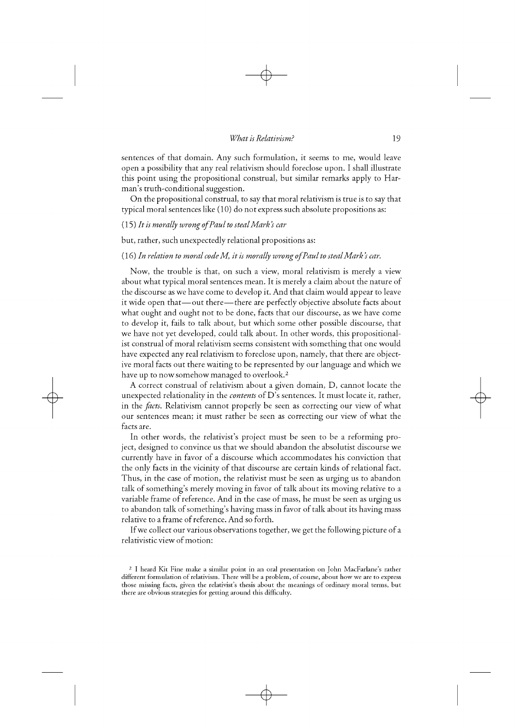sentences of that domain. Any such formulation, it seems to me, would leave open a possibility that any real relativism should foreclose upon. I shall illustrate this point using the propositional construal, but similar remarks apply to Harman's truth-conditional suggestion.

On the propositional construal, to say that moral relativism is true is to say that typical moral sentences like (10) do not express such absolute propositions as:

(15) *It is morally wrong of Paul to steal Mark's car*

but, rather, such unexpectedly relational propositions as:

(16) *In relation to moral code M, it is morally wrong of Paul to steal Mark's car.*

Now, the trouble is that, on such a view, moral relativism is merely a view about what typical moral sentences mean. It is merely a claim about the nature of the discourse as we have come to develop it. And that claim would appear to leave it wide open that—out there—there are perfectly objective absolute facts about what ought and ought not to be done, facts that our discourse, as we have come to develop it, fails to talk about, but which some other possible discourse, that we have not yet developed, could talk about. In other words, this propositionalist construal of moral relativism seems consistent with something that one would have expected any real relativism to foreclose upon, namely, that there are objective moral facts out there waiting to be represented by our language and which we have up to now somehow managed to overlook.[2]

A correct construal of relativism about a given domain, D, cannot locate the unexpected relationality in the *contents* of D's sentences. It must locate it, rather, in the *facts*. Relativism cannot properly be seen as correcting our view of what our sentences mean; it must rather be seen as correcting our view of what the facts are.

In other words, the relativist's project must be seen to be a reforming project, designed to convince us that we should abandon the absolutist discourse we currently have in favor of a discourse which accommodates his conviction that the only facts in the vicinity of that discourse are certain kinds of relational fact. Thus, in the case of motion, the relativist must be seen as urging us to abandon talk of something's merely moving in favor of talk about its moving relative to a variable frame of reference. And in the case of mass, he must be seen as urging us to abandon talk of something's having mass in favor of talk about its having mass relative to a frame of reference. And so forth.

If we collect our various observations together, we get the following picture of a relativistic view of motion:

[2] I heard Kit Fine make a similar point in an oral presentation on John MacFarlane's rather different formulation of relativism. There will be a problem, of course, about how we are to express those missing facts, given the relativist's thesis about the meanings of ordinary moral terms, but there are obvious strategies for getting around this difficulty.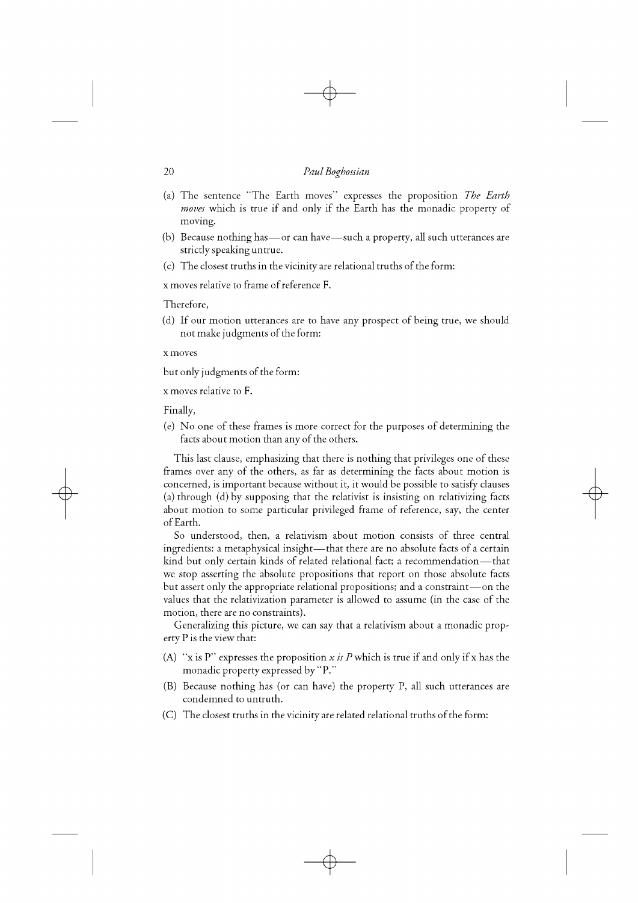(a) The sentence "The Earth moves" expresses the proposition *The Earth moves* which is true if and only if the Earth has the monadic property of moving.

(b) Because nothing has—or can have—such a property, all such utterances are strictly speaking untrue.

(c) The closest truths in the vicinity are relational truths of the form:

x moves relative to frame of reference F.

Therefore,

(d) If our motion utterances are to have any prospect of being true, we should not make judgments of the form:

x moves

but only judgments of the form:

x moves relative to F.

Finally,

(e) No one of these frames is more correct for the purposes of determining the facts about motion than any of the others.

This last clause, emphasizing that there is nothing that privileges one of these frames over any of the others, as far as determining the facts about motion is concerned, is important because without it, it would be possible to satisfy clauses (a) through (d) by supposing that the relativist is insisting on relativizing facts about motion to some particular privileged frame of reference, say, the center of Earth.

So understood, then, a relativism about motion consists of three central ingredients: a metaphysical insight—that there are no absolute facts of a certain kind but only certain kinds of related relational fact; a recommendation—that we stop asserting the absolute propositions that report on those absolute facts but assert only the appropriate relational propositions; and a constraint—on the values that the relativization parameter is allowed to assume (in the case of the motion, there are no constraints).

Generalizing this picture, we can say that a relativism about a monadic property P is the view that:

(A) "x is P" expresses the proposition *x is P* which is true if and only if x has the monadic property expressed by "P."

(B) Because nothing has (or can have) the property P, all such utterances are condemned to untruth.

(C) The closest truths in the vicinity are related relational truths of the form: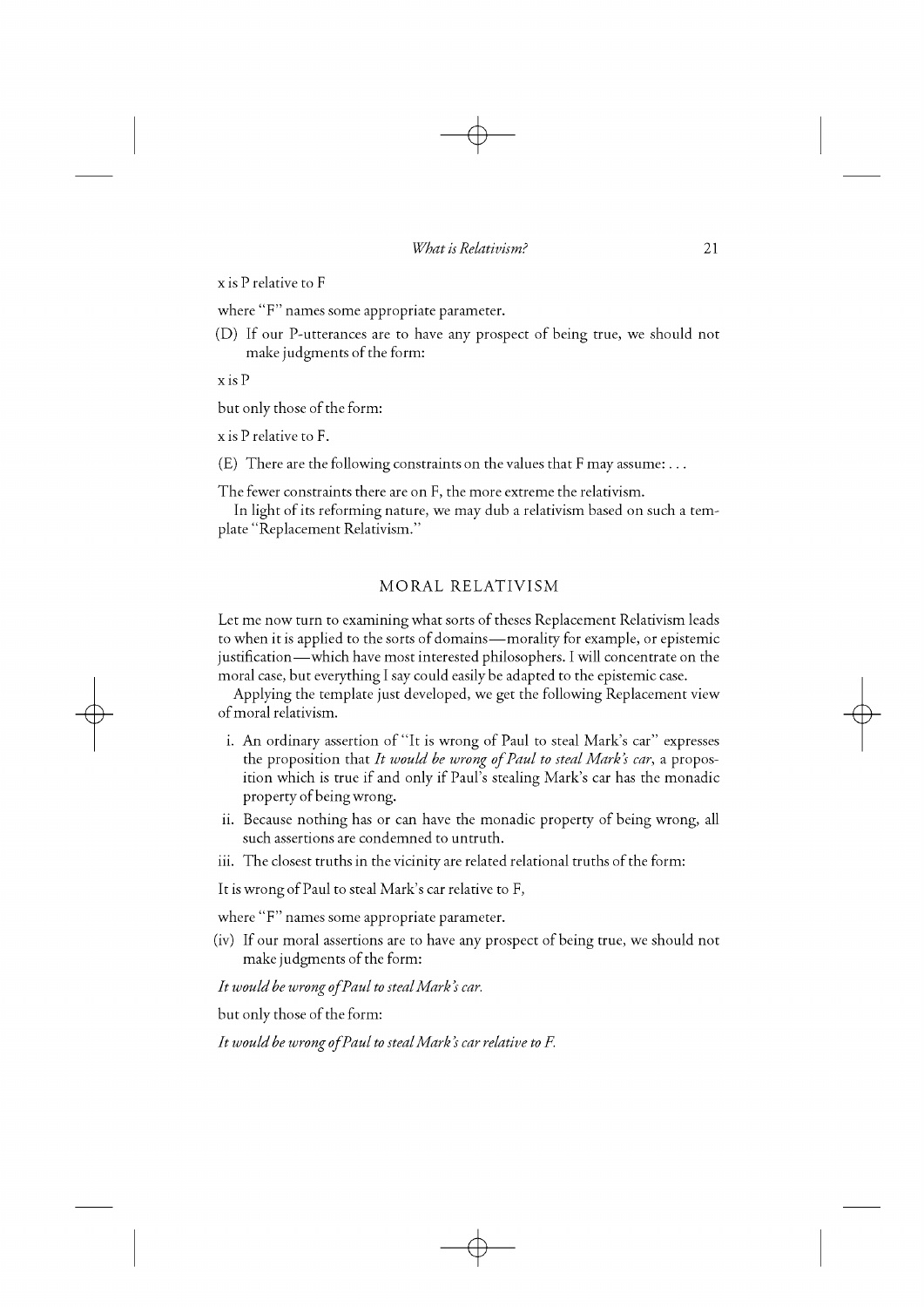x is P relative to F

where "F" names some appropriate parameter.

(D) If our P-utterances are to have any prospect of being true, we should not make judgments of the form:

x is P

but only those of the form:

x is P relative to F.

(E) There are the following constraints on the values that F may assume: . . .

The fewer constraints there are on F, the more extreme the relativism.

In light of its reforming nature, we may dub a relativism based on such a template "Replacement Relativism."

## MORAL RELATIVISM

Let me now turn to examining what sorts of theses Replacement Relativism leads to when it is applied to the sorts of domains—morality for example, or epistemic justification—which have most interested philosophers. I will concentrate on the moral case, but everything I say could easily be adapted to the epistemic case.

Applying the template just developed, we get the following Replacement view of moral relativism.

i. An ordinary assertion of "It is wrong of Paul to steal Mark's car" expresses the proposition that *It would be wrong of Paul to steal Mark's car*, a proposition which is true if and only if Paul's stealing Mark's car has the monadic property of being wrong.
ii. Because nothing has or can have the monadic property of being wrong, all such assertions are condemned to untruth.
iii. The closest truths in the vicinity are related relational truths of the form:

It is wrong of Paul to steal Mark's car relative to F,

where "F" names some appropriate parameter.

(iv) If our moral assertions are to have any prospect of being true, we should not make judgments of the form:

*It would be wrong of Paul to steal Mark's car.*

but only those of the form:

*It would be wrong of Paul to steal Mark's car relative to F.*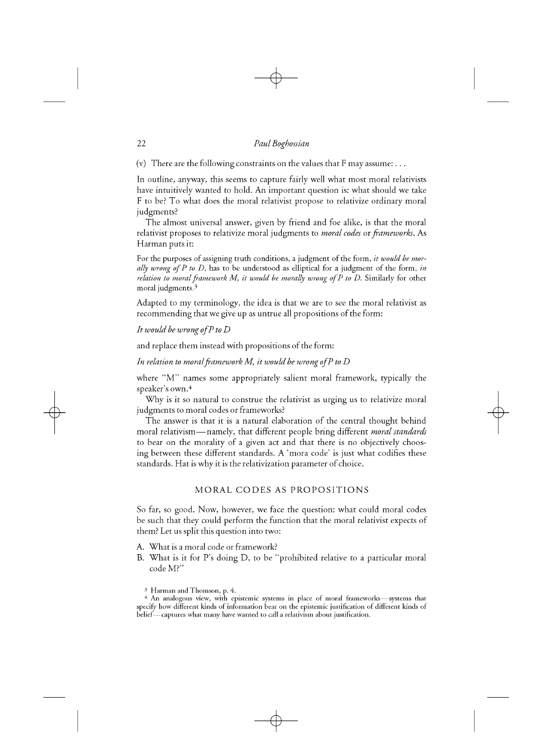(v) There are the following constraints on the values that F may assume: . . .

In outline, anyway, this seems to capture fairly well what most moral relativists have intuitively wanted to hold. An important question is: what should we take F to be? To what does the moral relativist propose to relativize ordinary moral judgments?

The almost universal answer, given by friend and foe alike, is that the moral relativist proposes to relativize moral judgments to *moral codes* or *frameworks*. As Harman puts it:

> For the purposes of assigning truth conditions, a judgment of the form, *it would be morally wrong of P to D*, has to be understood as elliptical for a judgment of the form, *in relation to moral framework M, it would be morally wrong of P to D.* Similarly for other moral judgments.[3]

Adapted to my terminology, the idea is that we are to see the moral relativist as recommending that we give up as untrue all propositions of the form:

*It would be wrong of P to D*

and replace them instead with propositions of the form:

*In relation to moral framework M, it would be wrong of P to D*

where "M" names some appropriately salient moral framework, typically the speaker's own.[4]

Why is it so natural to construe the relativist as urging us to relativize moral judgments to moral codes or frameworks?

The answer is that it is a natural elaboration of the central thought behind moral relativism—namely, that different people bring different *moral standards* to bear on the morality of a given act and that there is no objectively choosing between these different standards. A 'mora code' is just what codifies these standards. Hat is why it is the relativization parameter of choice.

## MORAL CODES AS PROPOSITIONS

So far, so good. Now, however, we face the question: what could moral codes be such that they could perform the function that the moral relativist expects of them? Let us split this question into two:

A. What is a moral code or framework?
B. What is it for P's doing D, to be "prohibited relative to a particular moral code M?"

[3] Harman and Thomson, p. 4.

[4] An analogous view, with epistemic systems in place of moral frameworks—systems that specify how different kinds of information bear on the epistemic justification of different kinds of belief—captures what many have wanted to call a relativism about justification.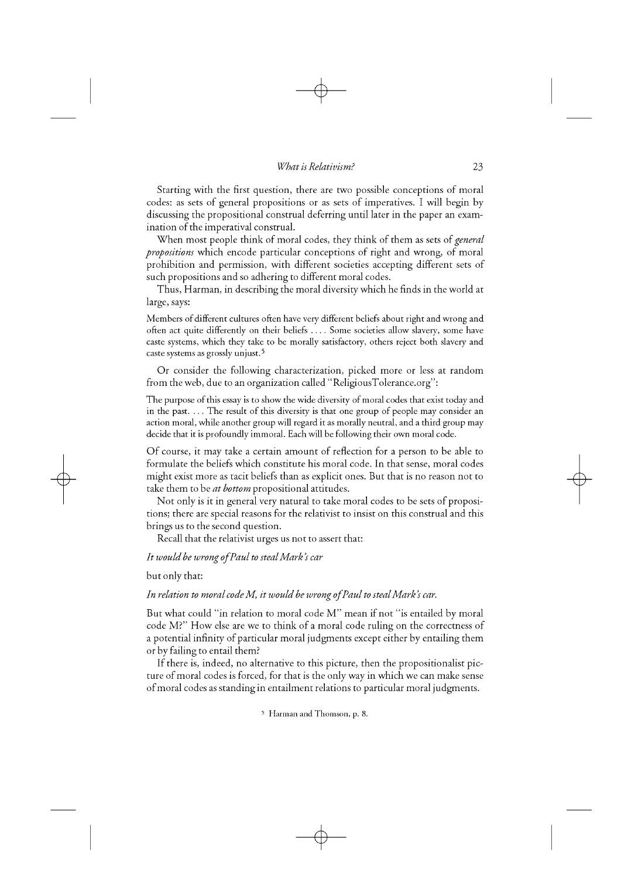Starting with the first question, there are two possible conceptions of moral codes: as sets of general propositions or as sets of imperatives. I will begin by discussing the propositional construal deferring until later in the paper an examination of the imperatival construal.

When most people think of moral codes, they think of them as sets of *general propositions* which encode particular conceptions of right and wrong, of moral prohibition and permission, with different societies accepting different sets of such propositions and so adhering to different moral codes.

Thus, Harman, in describing the moral diversity which he finds in the world at large, says:

> Members of different cultures often have very different beliefs about right and wrong and often act quite differently on their beliefs .... Some societies allow slavery, some have caste systems, which they take to be morally satisfactory, others reject both slavery and caste systems as grossly unjust.[5]

Or consider the following characterization, picked more or less at random from the web, due to an organization called "ReligiousTolerance.org":

> The purpose of this essay is to show the wide diversity of moral codes that exist today and in the past. ... The result of this diversity is that one group of people may consider an action moral, while another group will regard it as morally neutral, and a third group may decide that it is profoundly immoral. Each will be following their own moral code.

Of course, it may take a certain amount of reflection for a person to be able to formulate the beliefs which constitute his moral code. In that sense, moral codes might exist more as tacit beliefs than as explicit ones. But that is no reason not to take them to be *at bottom* propositional attitudes.

Not only is it in general very natural to take moral codes to be sets of propositions; there are special reasons for the relativist to insist on this construal and this brings us to the second question.

Recall that the relativist urges us not to assert that:

*It would be wrong of Paul to steal Mark's car*

but only that:

*In relation to moral code M, it would be wrong of Paul to steal Mark's car.*

But what could "in relation to moral code M" mean if not "is entailed by moral code M?" How else are we to think of a moral code ruling on the correctness of a potential infinity of particular moral judgments except either by entailing them or by failing to entail them?

If there is, indeed, no alternative to this picture, then the propositionalist picture of moral codes is forced, for that is the only way in which we can make sense of moral codes as standing in entailment relations to particular moral judgments.

[5] Harman and Thomson, p. 8.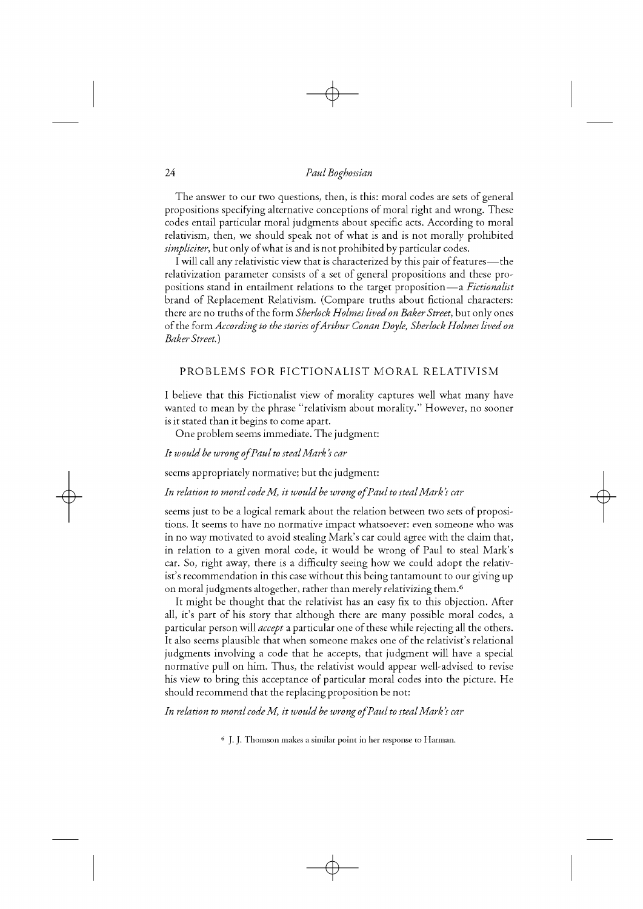The answer to our two questions, then, is this: moral codes are sets of general propositions specifying alternative conceptions of moral right and wrong. These codes entail particular moral judgments about specific acts. According to moral relativism, then, we should speak not of what is and is not morally prohibited *simpliciter*, but only of what is and is not prohibited by particular codes.

I will call any relativistic view that is characterized by this pair of features—the relativization parameter consists of a set of general propositions and these propositions stand in entailment relations to the target proposition—a *Fictionalist* brand of Replacement Relativism. (Compare truths about fictional characters: there are no truths of the form *Sherlock Holmes lived on Baker Street*, but only ones of the form *According to the stories of Arthur Conan Doyle, Sherlock Holmes lived on Baker Street.*)

## PROBLEMS FOR FICTIONALIST MORAL RELATIVISM

I believe that this Fictionalist view of morality captures well what many have wanted to mean by the phrase "relativism about morality." However, no sooner is it stated than it begins to come apart.

One problem seems immediate. The judgment:

*It would be wrong of Paul to steal Mark's car*

seems appropriately normative; but the judgment:

*In relation to moral code M, it would be wrong of Paul to steal Mark's car*

seems just to be a logical remark about the relation between two sets of propositions. It seems to have no normative impact whatsoever: even someone who was in no way motivated to avoid stealing Mark's car could agree with the claim that, in relation to a given moral code, it would be wrong of Paul to steal Mark's car. So, right away, there is a difficulty seeing how we could adopt the relativist's recommendation in this case without this being tantamount to our giving up on moral judgments altogether, rather than merely relativizing them.[6]

It might be thought that the relativist has an easy fix to this objection. After all, it's part of his story that although there are many possible moral codes, a particular person will *accept* a particular one of these while rejecting all the others. It also seems plausible that when someone makes one of the relativist's relational judgments involving a code that he accepts, that judgment will have a special normative pull on him. Thus, the relativist would appear well-advised to revise his view to bring this acceptance of particular moral codes into the picture. He should recommend that the replacing proposition be not:

*In relation to moral code M, it would be wrong of Paul to steal Mark's car*

[6] J. J. Thomson makes a similar point in her response to Harman.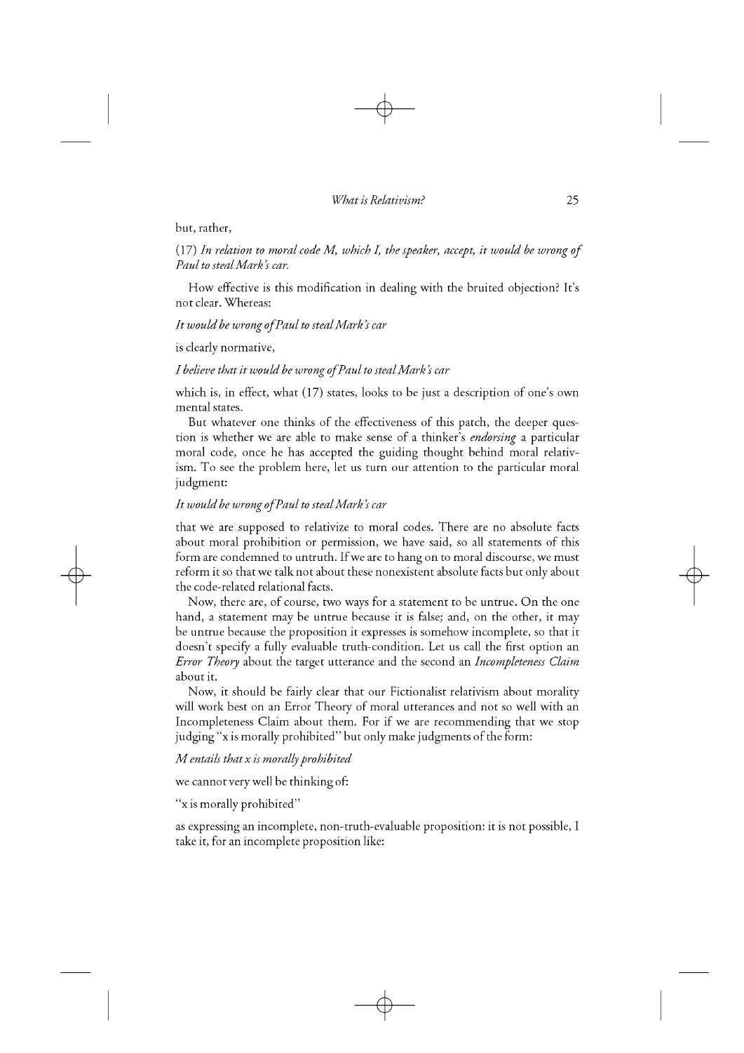but, rather,

(17) *In relation to moral code M, which I, the speaker, accept, it would be wrong of Paul to steal Mark's car.*

How effective is this modification in dealing with the bruited objection? It's not clear. Whereas:

*It would be wrong of Paul to steal Mark's car*

is clearly normative,

*I believe that it would be wrong of Paul to steal Mark's car*

which is, in effect, what (17) states, looks to be just a description of one's own mental states.

But whatever one thinks of the effectiveness of this patch, the deeper question is whether we are able to make sense of a thinker's *endorsing* a particular moral code, once he has accepted the guiding thought behind moral relativism. To see the problem here, let us turn our attention to the particular moral judgment:

*It would be wrong of Paul to steal Mark's car*

that we are supposed to relativize to moral codes. There are no absolute facts about moral prohibition or permission, we have said, so all statements of this form are condemned to untruth. If we are to hang on to moral discourse, we must reform it so that we talk not about these nonexistent absolute facts but only about the code-related relational facts.

Now, there are, of course, two ways for a statement to be untrue. On the one hand, a statement may be untrue because it is false; and, on the other, it may be untrue because the proposition it expresses is somehow incomplete, so that it doesn't specify a fully evaluable truth-condition. Let us call the first option an *Error Theory* about the target utterance and the second an *Incompleteness Claim* about it.

Now, it should be fairly clear that our Fictionalist relativism about morality will work best on an Error Theory of moral utterances and not so well with an Incompleteness Claim about them. For if we are recommending that we stop judging "x is morally prohibited" but only make judgments of the form:

*M entails that x is morally prohibited*

we cannot very well be thinking of:

"x is morally prohibited"

as expressing an incomplete, non-truth-evaluable proposition: it is not possible, I take it, for an incomplete proposition like: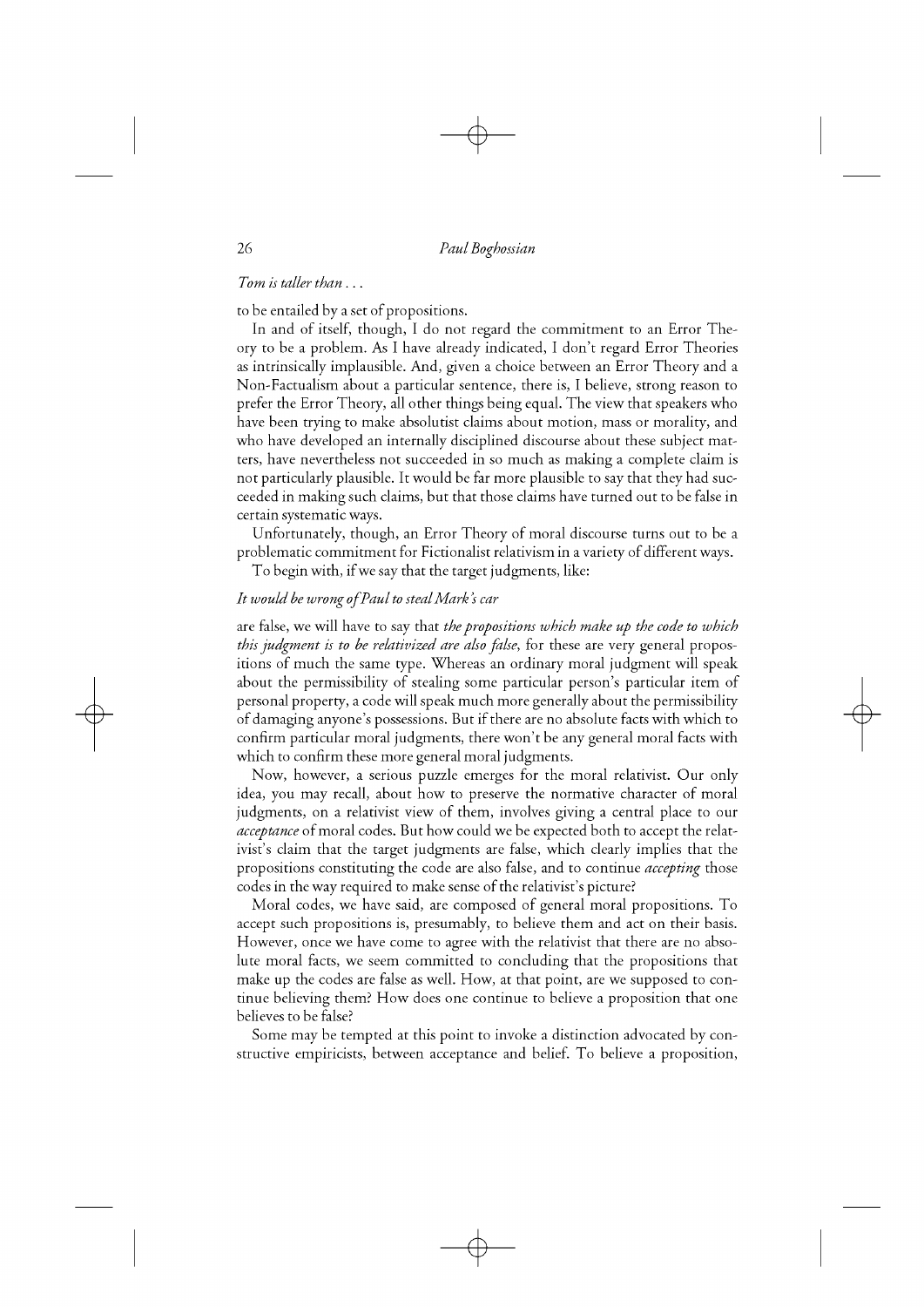*Tom is taller than . . .*

to be entailed by a set of propositions.

In and of itself, though, I do not regard the commitment to an Error Theory to be a problem. As I have already indicated, I don't regard Error Theories as intrinsically implausible. And, given a choice between an Error Theory and a Non-Factualism about a particular sentence, there is, I believe, strong reason to prefer the Error Theory, all other things being equal. The view that speakers who have been trying to make absolutist claims about motion, mass or morality, and who have developed an internally disciplined discourse about these subject matters, have nevertheless not succeeded in so much as making a complete claim is not particularly plausible. It would be far more plausible to say that they had succeeded in making such claims, but that those claims have turned out to be false in certain systematic ways.

Unfortunately, though, an Error Theory of moral discourse turns out to be a problematic commitment for Fictionalist relativism in a variety of different ways.

To begin with, if we say that the target judgments, like:

*It would be wrong of Paul to steal Mark's car*

are false, we will have to say that *the propositions which make up the code to which this judgment is to be relativized are also false*, for these are very general propositions of much the same type. Whereas an ordinary moral judgment will speak about the permissibility of stealing some particular person's particular item of personal property, a code will speak much more generally about the permissibility of damaging anyone's possessions. But if there are no absolute facts with which to confirm particular moral judgments, there won't be any general moral facts with which to confirm these more general moral judgments.

Now, however, a serious puzzle emerges for the moral relativist. Our only idea, you may recall, about how to preserve the normative character of moral judgments, on a relativist view of them, involves giving a central place to our *acceptance* of moral codes. But how could we be expected both to accept the relativist's claim that the target judgments are false, which clearly implies that the propositions constituting the code are also false, and to continue *accepting* those codes in the way required to make sense of the relativist's picture?

Moral codes, we have said, are composed of general moral propositions. To accept such propositions is, presumably, to believe them and act on their basis. However, once we have come to agree with the relativist that there are no absolute moral facts, we seem committed to concluding that the propositions that make up the codes are false as well. How, at that point, are we supposed to continue believing them? How does one continue to believe a proposition that one believes to be false?

Some may be tempted at this point to invoke a distinction advocated by constructive empiricists, between acceptance and belief. To believe a proposition,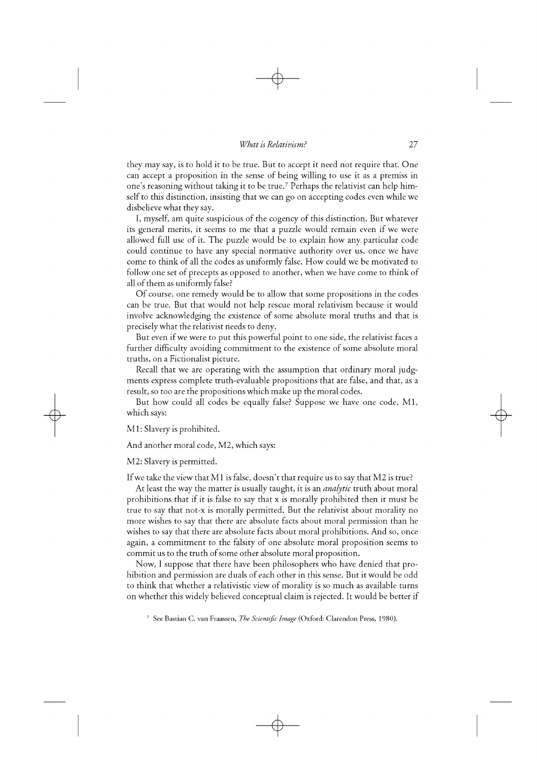they may say, is to hold it to be true. But to accept it need not require that. One can accept a proposition in the sense of being willing to use it as a premiss in one's reasoning without taking it to be true.[7] Perhaps the relativist can help himself to this distinction, insisting that we can go on accepting codes even while we disbelieve what they say.

I, myself, am quite suspicious of the cogency of this distinction. But whatever its general merits, it seems to me that a puzzle would remain even if we were allowed full use of it. The puzzle would be to explain how any particular code could continue to have any special normative authority over us, once we have come to think of all the codes as uniformly false. How could we be motivated to follow one set of precepts as opposed to another, when we have come to think of all of them as uniformly false?

Of course, one remedy would be to allow that some propositions in the codes can be true. But that would not help rescue moral relativism because it would involve acknowledging the existence of some absolute moral truths and that is precisely what the relativist needs to deny.

But even if we were to put this powerful point to one side, the relativist faces a further difficulty avoiding commitment to the existence of some absolute moral truths, on a Fictionalist picture.

Recall that we are operating with the assumption that ordinary moral judgments express complete truth-evaluable propositions that are false, and that, as a result, so too are the propositions which make up the moral codes.

But how could all codes be equally false? Suppose we have one code, M1, which says:

M1: Slavery is prohibited.

And another moral code, M2, which says:

M2: Slavery is permitted.

If we take the view that M1 is false, doesn't that require us to say that M2 is true?

At least the way the matter is usually taught, it is an *analytic* truth about moral prohibitions that if it is false to say that x is morally prohibited then it must be true to say that not-x is morally permitted. But the relativist about morality no more wishes to say that there are absolute facts about moral permission than he wishes to say that there are absolute facts about moral prohibitions. And so, once again, a commitment to the falsity of one absolute moral proposition seems to commit us to the truth of some other absolute moral proposition.

Now, I suppose that there have been philosophers who have denied that prohibition and permission are duals of each other in this sense. But it would be odd to think that whether a relativistic view of morality is so much as available turns on whether this widely believed conceptual claim is rejected. It would be better if

[7] See Bastian C. van Fraassen, *The Scientific Image* (Oxford: Clarendon Press, 1980).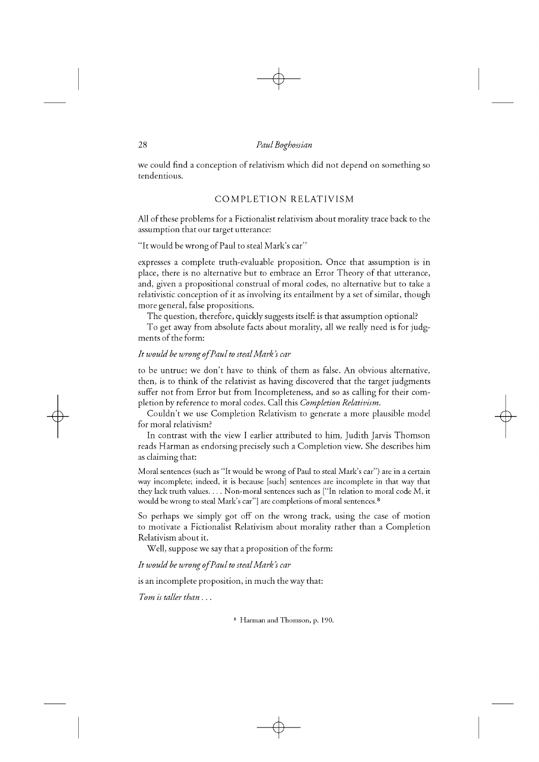we could find a conception of relativism which did not depend on something so tendentious.

## COMPLETION RELATIVISM

All of these problems for a Fictionalist relativism about morality trace back to the assumption that our target utterance:

"It would be wrong of Paul to steal Mark's car"

expresses a complete truth-evaluable proposition. Once that assumption is in place, there is no alternative but to embrace an Error Theory of that utterance, and, given a propositional construal of moral codes, no alternative but to take a relativistic conception of it as involving its entailment by a set of similar, though more general, false propositions.

The question, therefore, quickly suggests itself: is that assumption optional?

To get away from absolute facts about morality, all we really need is for judgments of the form:

*It would be wrong of Paul to steal Mark's car*

to be untrue; we don't have to think of them as false. An obvious alternative, then, is to think of the relativist as having discovered that the target judgments suffer not from Error but from Incompleteness, and so as calling for their completion by reference to moral codes. Call this *Completion Relativism*.

Couldn't we use Completion Relativism to generate a more plausible model for moral relativism?

In contrast with the view I earlier attributed to him, Judith Jarvis Thomson reads Harman as endorsing precisely such a Completion view. She describes him as claiming that:

> Moral sentences (such as "It would be wrong of Paul to steal Mark's car") are in a certain way incomplete; indeed, it is because [such] sentences are incomplete in that way that they lack truth values. . . . Non-moral sentences such as ["In relation to moral code M, it would be wrong to steal Mark's car"] are completions of moral sentences.[8]

So perhaps we simply got off on the wrong track, using the case of motion to motivate a Fictionalist Relativism about morality rather than a Completion Relativism about it.

Well, suppose we say that a proposition of the form:

*It would be wrong of Paul to steal Mark's car*

is an incomplete proposition, in much the way that:

*Tom is taller than . . .*

[8] Harman and Thomson, p. 190.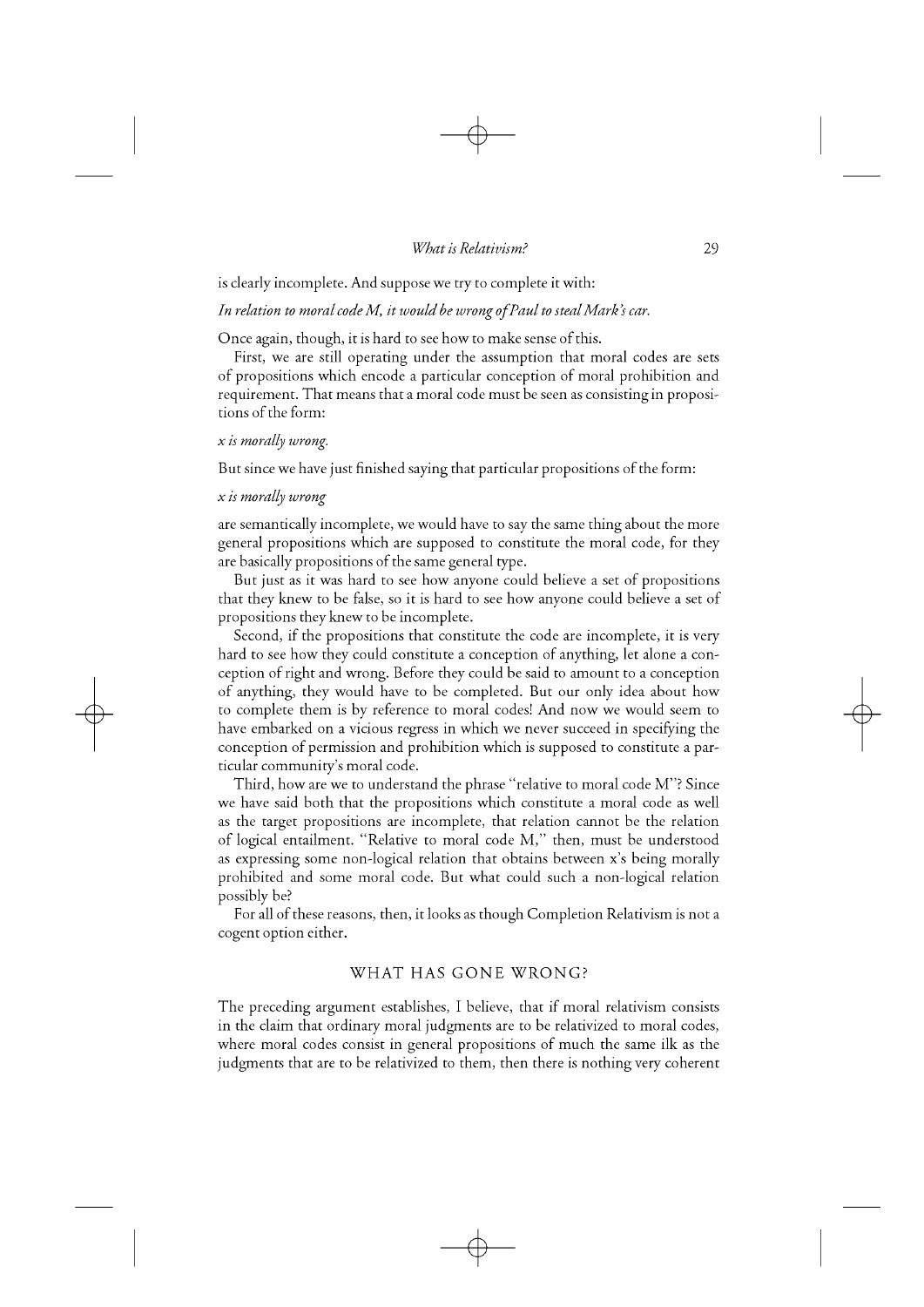is clearly incomplete. And suppose we try to complete it with:

*In relation to moral code M, it would be wrong of Paul to steal Mark's car.*

Once again, though, it is hard to see how to make sense of this.

First, we are still operating under the assumption that moral codes are sets of propositions which encode a particular conception of moral prohibition and requirement. That means that a moral code must be seen as consisting in propositions of the form:

*x is morally wrong.*

But since we have just finished saying that particular propositions of the form:

*x is morally wrong*

are semantically incomplete, we would have to say the same thing about the more general propositions which are supposed to constitute the moral code, for they are basically propositions of the same general type.

But just as it was hard to see how anyone could believe a set of propositions that they knew to be false, so it is hard to see how anyone could believe a set of propositions they knew to be incomplete.

Second, if the propositions that constitute the code are incomplete, it is very hard to see how they could constitute a conception of anything, let alone a conception of right and wrong. Before they could be said to amount to a conception of anything, they would have to be completed. But our only idea about how to complete them is by reference to moral codes! And now we would seem to have embarked on a vicious regress in which we never succeed in specifying the conception of permission and prohibition which is supposed to constitute a particular community's moral code.

Third, how are we to understand the phrase "relative to moral code M"? Since we have said both that the propositions which constitute a moral code as well as the target propositions are incomplete, that relation cannot be the relation of logical entailment. "Relative to moral code M," then, must be understood as expressing some non-logical relation that obtains between x's being morally prohibited and some moral code. But what could such a non-logical relation possibly be?

For all of these reasons, then, it looks as though Completion Relativism is not a cogent option either.

## WHAT HAS GONE WRONG?

The preceding argument establishes, I believe, that if moral relativism consists in the claim that ordinary moral judgments are to be relativized to moral codes, where moral codes consist in general propositions of much the same ilk as the judgments that are to be relativized to them, then there is nothing very coherent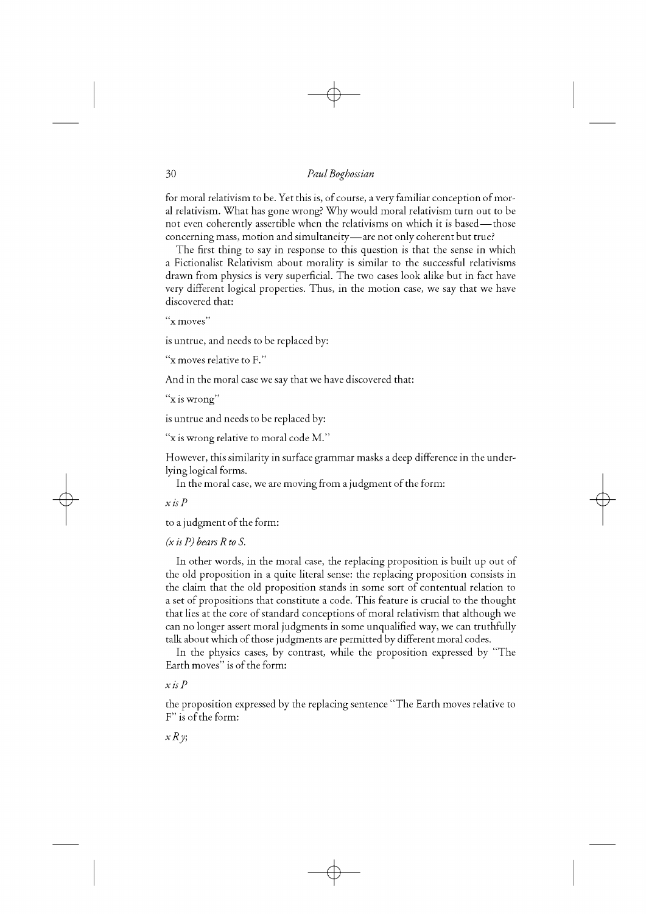for moral relativism to be. Yet this is, of course, a very familiar conception of moral relativism. What has gone wrong? Why would moral relativism turn out to be not even coherently assertible when the relativisms on which it is based—those concerning mass, motion and simultaneity—are not only coherent but true?

The first thing to say in response to this question is that the sense in which a Fictionalist Relativism about morality is similar to the successful relativisms drawn from physics is very superficial. The two cases look alike but in fact have very different logical properties. Thus, in the motion case, we say that we have discovered that:

"x moves"

is untrue, and needs to be replaced by:

"x moves relative to F."

And in the moral case we say that we have discovered that:

"x is wrong"

is untrue and needs to be replaced by:

"x is wrong relative to moral code M."

However, this similarity in surface grammar masks a deep difference in the underlying logical forms.

In the moral case, we are moving from a judgment of the form:

*x is P*

to a judgment of the form:

*(x is P) bears R to S.*

In other words, in the moral case, the replacing proposition is built up out of the old proposition in a quite literal sense: the replacing proposition consists in the claim that the old proposition stands in some sort of contentual relation to a set of propositions that constitute a code. This feature is crucial to the thought that lies at the core of standard conceptions of moral relativism that although we can no longer assert moral judgments in some unqualified way, we can truthfully talk about which of those judgments are permitted by different moral codes.

In the physics cases, by contrast, while the proposition expressed by "The Earth moves" is of the form:

*x is P*

the proposition expressed by the replacing sentence "The Earth moves relative to F" is of the form:

*x R y*;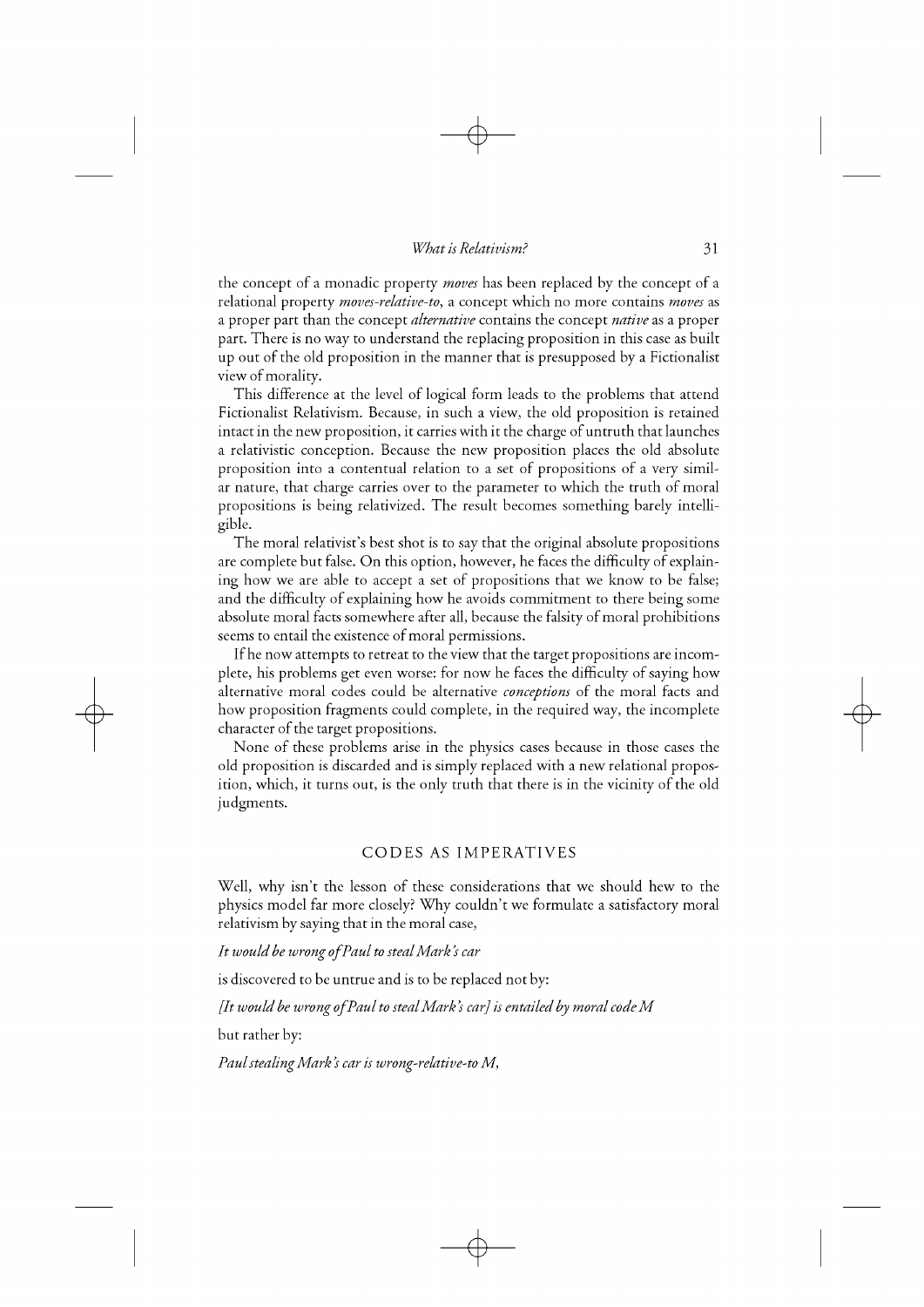the concept of a monadic property *moves* has been replaced by the concept of a relational property *moves-relative-to*, a concept which no more contains *moves* as a proper part than the concept *alternative* contains the concept *native* as a proper part. There is no way to understand the replacing proposition in this case as built up out of the old proposition in the manner that is presupposed by a Fictionalist view of morality.

This difference at the level of logical form leads to the problems that attend Fictionalist Relativism. Because, in such a view, the old proposition is retained intact in the new proposition, it carries with it the charge of untruth that launches a relativistic conception. Because the new proposition places the old absolute proposition into a contentual relation to a set of propositions of a very similar nature, that charge carries over to the parameter to which the truth of moral propositions is being relativized. The result becomes something barely intelligible.

The moral relativist's best shot is to say that the original absolute propositions are complete but false. On this option, however, he faces the difficulty of explaining how we are able to accept a set of propositions that we know to be false; and the difficulty of explaining how he avoids commitment to there being some absolute moral facts somewhere after all, because the falsity of moral prohibitions seems to entail the existence of moral permissions.

If he now attempts to retreat to the view that the target propositions are incomplete, his problems get even worse: for now he faces the difficulty of saying how alternative moral codes could be alternative *conceptions* of the moral facts and how proposition fragments could complete, in the required way, the incomplete character of the target propositions.

None of these problems arise in the physics cases because in those cases the old proposition is discarded and is simply replaced with a new relational proposition, which, it turns out, is the only truth that there is in the vicinity of the old judgments.

## CODES AS IMPERATIVES

Well, why isn't the lesson of these considerations that we should hew to the physics model far more closely? Why couldn't we formulate a satisfactory moral relativism by saying that in the moral case,

*It would be wrong of Paul to steal Mark's car*

is discovered to be untrue and is to be replaced not by:

*[It would be wrong of Paul to steal Mark's car] is entailed by moral code M*

but rather by:

*Paul stealing Mark's car is wrong-relative-to M*,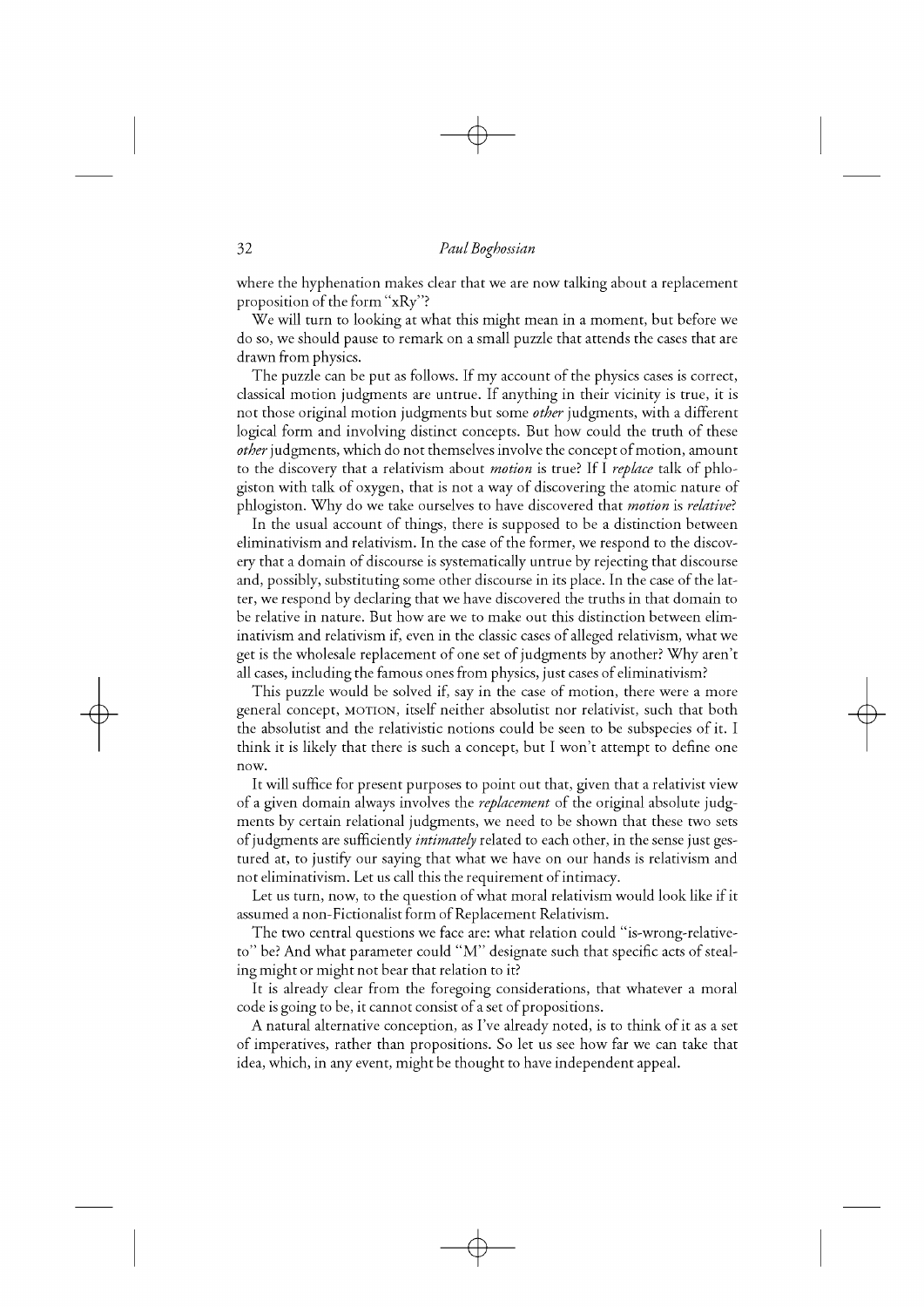where the hyphenation makes clear that we are now talking about a replacement proposition of the form "xRy"?

We will turn to looking at what this might mean in a moment, but before we do so, we should pause to remark on a small puzzle that attends the cases that are drawn from physics.

The puzzle can be put as follows. If my account of the physics cases is correct, classical motion judgments are untrue. If anything in their vicinity is true, it is not those original motion judgments but some *other* judgments, with a different logical form and involving distinct concepts. But how could the truth of these *other* judgments, which do not themselves involve the concept of motion, amount to the discovery that a relativism about *motion* is true? If I *replace* talk of phlogiston with talk of oxygen, that is not a way of discovering the atomic nature of phlogiston. Why do we take ourselves to have discovered that *motion* is *relative*?

In the usual account of things, there is supposed to be a distinction between eliminativism and relativism. In the case of the former, we respond to the discovery that a domain of discourse is systematically untrue by rejecting that discourse and, possibly, substituting some other discourse in its place. In the case of the latter, we respond by declaring that we have discovered the truths in that domain to be relative in nature. But how are we to make out this distinction between eliminativism and relativism if, even in the classic cases of alleged relativism, what we get is the wholesale replacement of one set of judgments by another? Why aren't all cases, including the famous ones from physics, just cases of eliminativism?

This puzzle would be solved if, say in the case of motion, there were a more general concept, MOTION, itself neither absolutist nor relativist, such that both the absolutist and the relativistic notions could be seen to be subspecies of it. I think it is likely that there is such a concept, but I won't attempt to define one now.

It will suffice for present purposes to point out that, given that a relativist view of a given domain always involves the *replacement* of the original absolute judgments by certain relational judgments, we need to be shown that these two sets of judgments are sufficiently *intimately* related to each other, in the sense just gestured at, to justify our saying that what we have on our hands is relativism and not eliminativism. Let us call this the requirement of intimacy.

Let us turn, now, to the question of what moral relativism would look like if it assumed a non-Fictionalist form of Replacement Relativism.

The two central questions we face are: what relation could "is-wrong-relative-to" be? And what parameter could "M" designate such that specific acts of stealing might or might not bear that relation to it?

It is already clear from the foregoing considerations, that whatever a moral code is going to be, it cannot consist of a set of propositions.

A natural alternative conception, as I've already noted, is to think of it as a set of imperatives, rather than propositions. So let us see how far we can take that idea, which, in any event, might be thought to have independent appeal.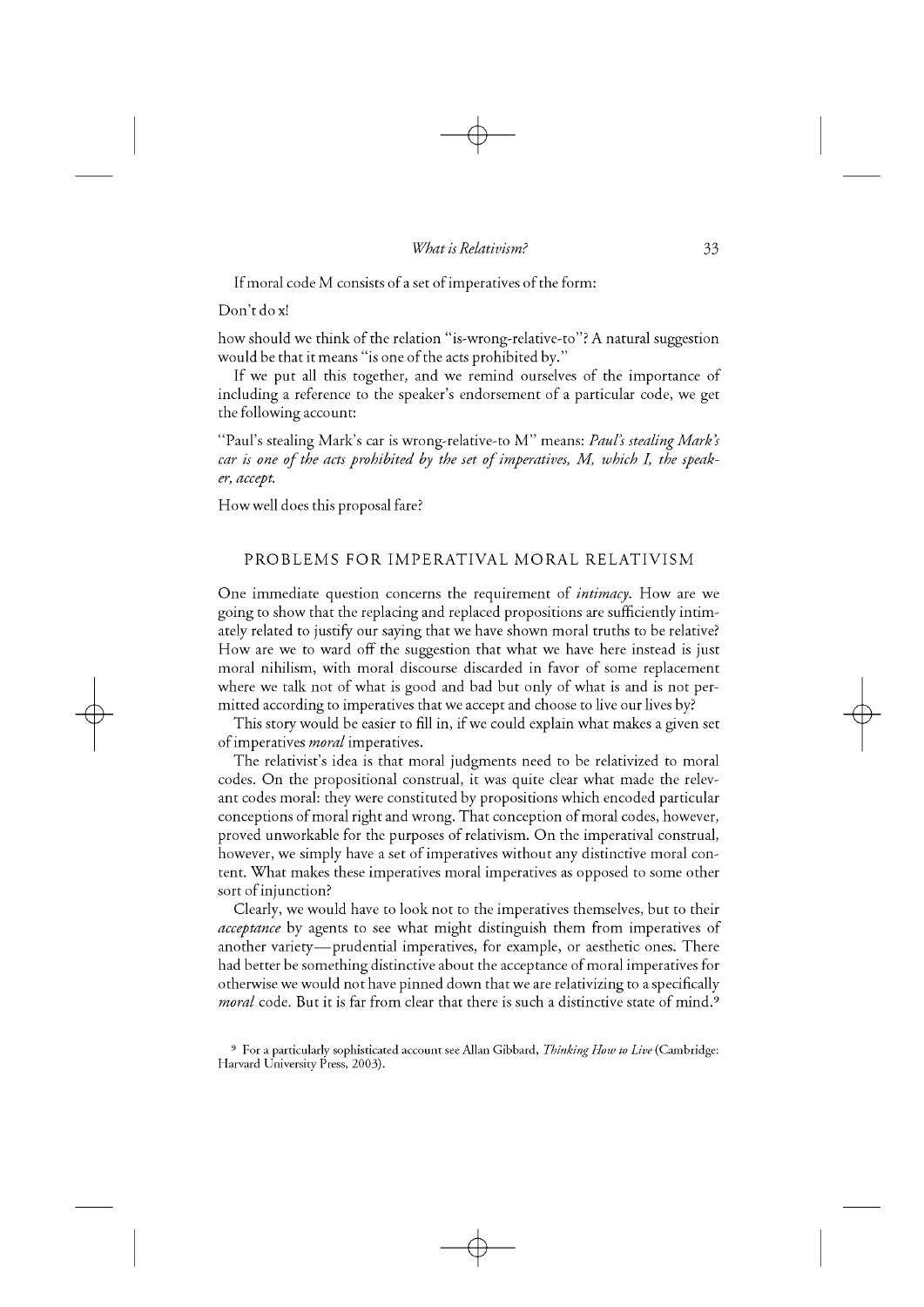If moral code M consists of a set of imperatives of the form:

Don't do x!

how should we think of the relation "is-wrong-relative-to"? A natural suggestion would be that it means "is one of the acts prohibited by."

If we put all this together, and we remind ourselves of the importance of including a reference to the speaker's endorsement of a particular code, we get the following account:

"Paul's stealing Mark's car is wrong-relative-to M" means: *Paul's stealing Mark's car is one of the acts prohibited by the set of imperatives, M, which I, the speaker, accept.*

How well does this proposal fare?

## PROBLEMS FOR IMPERATIVAL MORAL RELATIVISM

One immediate question concerns the requirement of *intimacy*. How are we going to show that the replacing and replaced propositions are sufficiently intimately related to justify our saying that we have shown moral truths to be relative? How are we to ward off the suggestion that what we have here instead is just moral nihilism, with moral discourse discarded in favor of some replacement where we talk not of what is good and bad but only of what is and is not permitted according to imperatives that we accept and choose to live our lives by?

This story would be easier to fill in, if we could explain what makes a given set of imperatives *moral* imperatives.

The relativist's idea is that moral judgments need to be relativized to moral codes. On the propositional construal, it was quite clear what made the relevant codes moral: they were constituted by propositions which encoded particular conceptions of moral right and wrong. That conception of moral codes, however, proved unworkable for the purposes of relativism. On the imperatival construal, however, we simply have a set of imperatives without any distinctive moral content. What makes these imperatives moral imperatives as opposed to some other sort of injunction?

Clearly, we would have to look not to the imperatives themselves, but to their *acceptance* by agents to see what might distinguish them from imperatives of another variety—prudential imperatives, for example, or aesthetic ones. There had better be something distinctive about the acceptance of moral imperatives for otherwise we would not have pinned down that we are relativizing to a specifically *moral* code. But it is far from clear that there is such a distinctive state of mind.[9]

[9] For a particularly sophisticated account see Allan Gibbard, *Thinking How to Live* (Cambridge: Harvard University Press, 2003).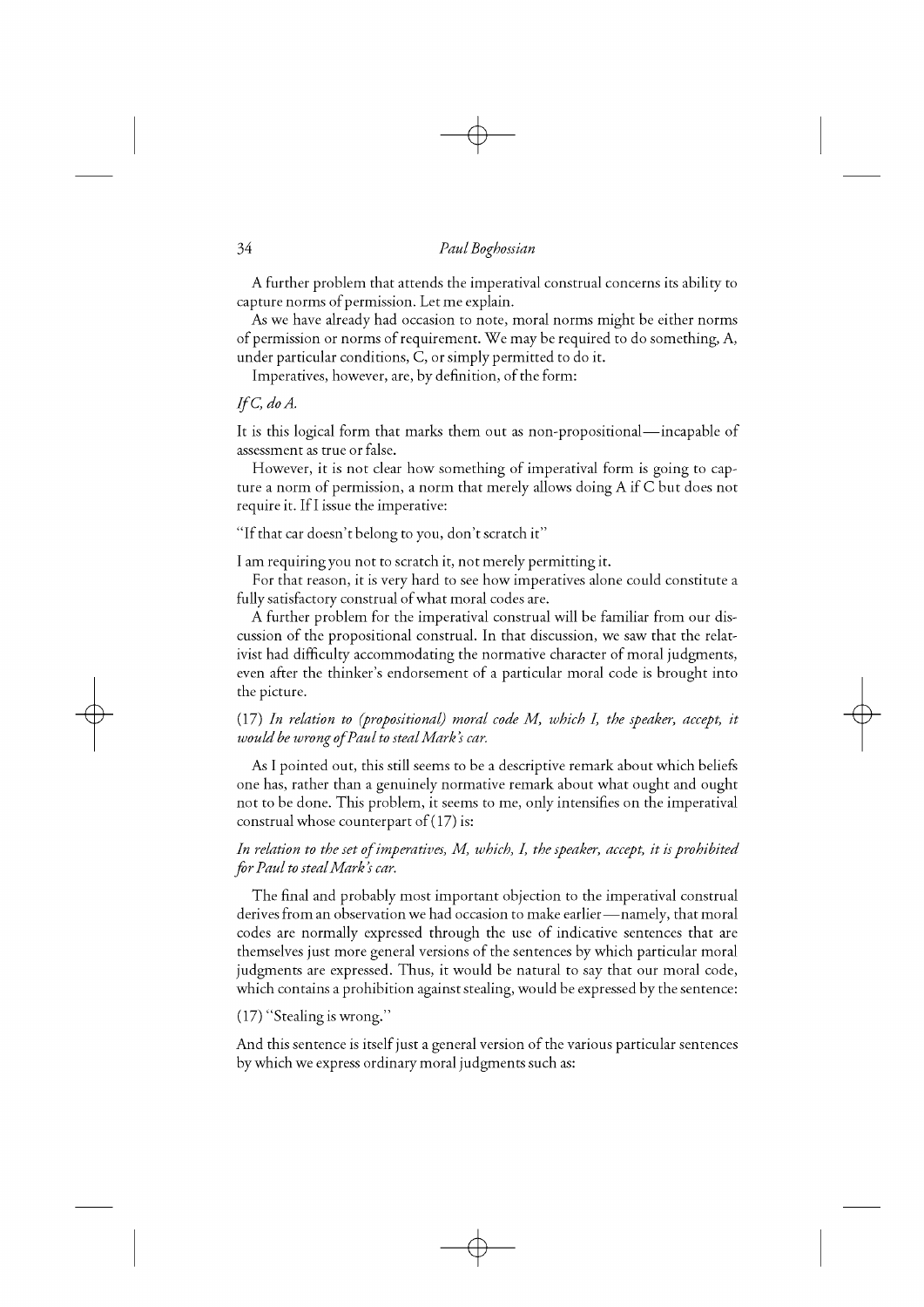A further problem that attends the imperatival construal concerns its ability to capture norms of permission. Let me explain.

As we have already had occasion to note, moral norms might be either norms of permission or norms of requirement. We may be required to do something, A, under particular conditions, C, or simply permitted to do it.

Imperatives, however, are, by definition, of the form:

*If C, do A.*

It is this logical form that marks them out as non-propositional—incapable of assessment as true or false.

However, it is not clear how something of imperatival form is going to capture a norm of permission, a norm that merely allows doing A if C but does not require it. If I issue the imperative:

"If that car doesn't belong to you, don't scratch it"

I am requiring you not to scratch it, not merely permitting it.

For that reason, it is very hard to see how imperatives alone could constitute a fully satisfactory construal of what moral codes are.

A further problem for the imperatival construal will be familiar from our discussion of the propositional construal. In that discussion, we saw that the relativist had difficulty accommodating the normative character of moral judgments, even after the thinker's endorsement of a particular moral code is brought into the picture.

(17) *In relation to (propositional) moral code M, which I, the speaker, accept, it would be wrong of Paul to steal Mark's car.*

As I pointed out, this still seems to be a descriptive remark about which beliefs one has, rather than a genuinely normative remark about what ought and ought not to be done. This problem, it seems to me, only intensifies on the imperatival construal whose counterpart of (17) is:

*In relation to the set of imperatives, M, which, I, the speaker, accept, it is prohibited for Paul to steal Mark's car.*

The final and probably most important objection to the imperatival construal derives from an observation we had occasion to make earlier—namely, that moral codes are normally expressed through the use of indicative sentences that are themselves just more general versions of the sentences by which particular moral judgments are expressed. Thus, it would be natural to say that our moral code, which contains a prohibition against stealing, would be expressed by the sentence:

(17) "Stealing is wrong."

And this sentence is itself just a general version of the various particular sentences by which we express ordinary moral judgments such as: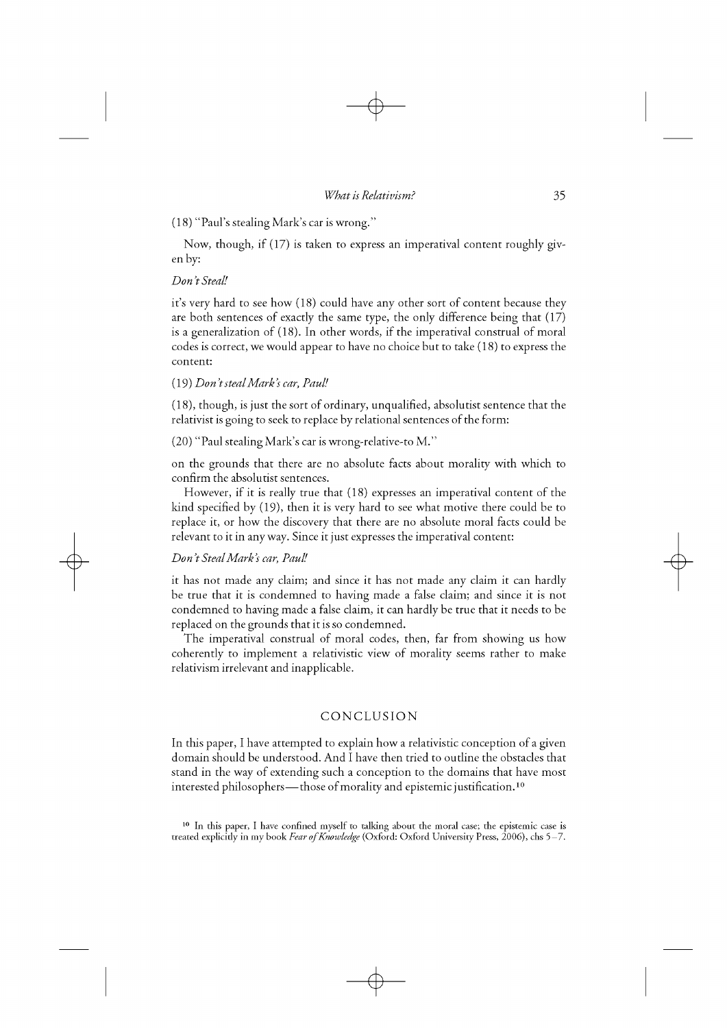(18) "Paul's stealing Mark's car is wrong."

Now, though, if (17) is taken to express an imperatival content roughly given by:

*Don't Steal!*

it's very hard to see how (18) could have any other sort of content because they are both sentences of exactly the same type, the only difference being that (17) is a generalization of (18). In other words, if the imperatival construal of moral codes is correct, we would appear to have no choice but to take (18) to express the content:

(19) *Don't steal Mark's car, Paul!*

(18), though, is just the sort of ordinary, unqualified, absolutist sentence that the relativist is going to seek to replace by relational sentences of the form:

(20) "Paul stealing Mark's car is wrong-relative-to M."

on the grounds that there are no absolute facts about morality with which to confirm the absolutist sentences.

However, if it is really true that (18) expresses an imperatival content of the kind specified by (19), then it is very hard to see what motive there could be to replace it, or how the discovery that there are no absolute moral facts could be relevant to it in any way. Since it just expresses the imperatival content:

*Don't Steal Mark's car, Paul!*

it has not made any claim; and since it has not made any claim it can hardly be true that it is condemned to having made a false claim; and since it is not condemned to having made a false claim, it can hardly be true that it needs to be replaced on the grounds that it is so condemned.

The imperatival construal of moral codes, then, far from showing us how coherently to implement a relativistic view of morality seems rather to make relativism irrelevant and inapplicable.

## CONCLUSION

In this paper, I have attempted to explain how a relativistic conception of a given domain should be understood. And I have then tried to outline the obstacles that stand in the way of extending such a conception to the domains that have most interested philosophers—those of morality and epistemic justification.[10]

[10] In this paper, I have confined myself to talking about the moral case; the epistemic case is treated explicitly in my book *Fear of Knowledge* (Oxford: Oxford University Press, 2006), chs 5–7.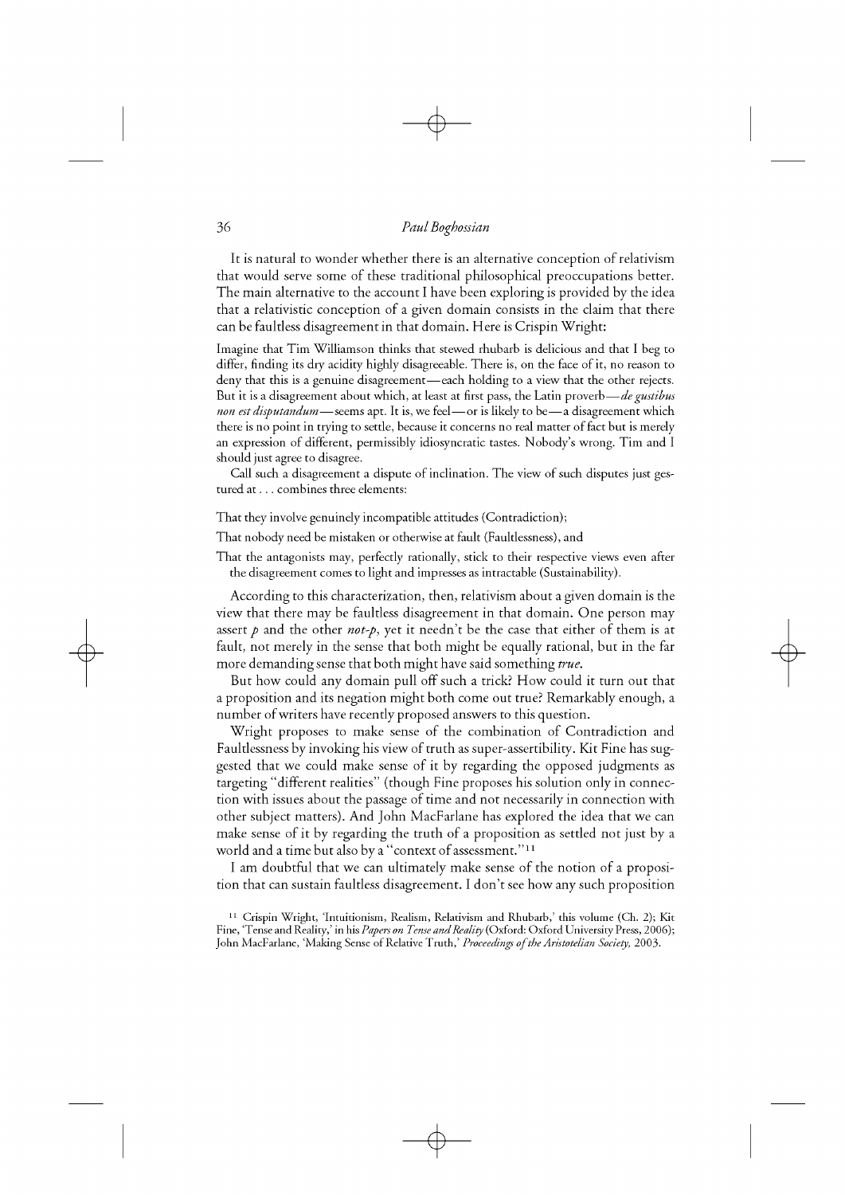It is natural to wonder whether there is an alternative conception of relativism that would serve some of these traditional philosophical preoccupations better. The main alternative to the account I have been exploring is provided by the idea that a relativistic conception of a given domain consists in the claim that there can be faultless disagreement in that domain. Here is Crispin Wright:

> Imagine that Tim Williamson thinks that stewed rhubarb is delicious and that I beg to differ, finding its dry acidity highly disagreeable. There is, on the face of it, no reason to deny that this is a genuine disagreement—each holding to a view that the other rejects. But it is a disagreement about which, at least at first pass, the Latin proverb—*de gustibus non est disputandum*—seems apt. It is, we feel—or is likely to be—a disagreement which there is no point in trying to settle, because it concerns no real matter of fact but is merely an expression of different, permissibly idiosyncratic tastes. Nobody's wrong. Tim and I should just agree to disagree.
>
> Call such a disagreement a dispute of inclination. The view of such disputes just gestured at . . . combines three elements:
>
> That they involve genuinely incompatible attitudes (Contradiction);
>
> That nobody need be mistaken or otherwise at fault (Faultlessness), and
>
> That the antagonists may, perfectly rationally, stick to their respective views even after the disagreement comes to light and impresses as intractable (Sustainability).

According to this characterization, then, relativism about a given domain is the view that there may be faultless disagreement in that domain. One person may assert *p* and the other *not-p*, yet it needn't be the case that either of them is at fault, not merely in the sense that both might be equally rational, but in the far more demanding sense that both might have said something *true*.

But how could any domain pull off such a trick? How could it turn out that a proposition and its negation might both come out true? Remarkably enough, a number of writers have recently proposed answers to this question.

Wright proposes to make sense of the combination of Contradiction and Faultlessness by invoking his view of truth as super-assertibility. Kit Fine has suggested that we could make sense of it by regarding the opposed judgments as targeting "different realities" (though Fine proposes his solution only in connection with issues about the passage of time and not necessarily in connection with other subject matters). And John MacFarlane has explored the idea that we can make sense of it by regarding the truth of a proposition as settled not just by a world and a time but also by a "context of assessment."[11]

I am doubtful that we can ultimately make sense of the notion of a proposition that can sustain faultless disagreement. I don't see how any such proposition

[11] Crispin Wright, 'Intuitionism, Realism, Relativism and Rhubarb,' this volume (Ch. 2); Kit Fine, 'Tense and Reality,' in his *Papers on Tense and Reality* (Oxford: Oxford University Press, 2006); John MacFarlane, 'Making Sense of Relative Truth,' *Proceedings of the Aristotelian Society,* 2003.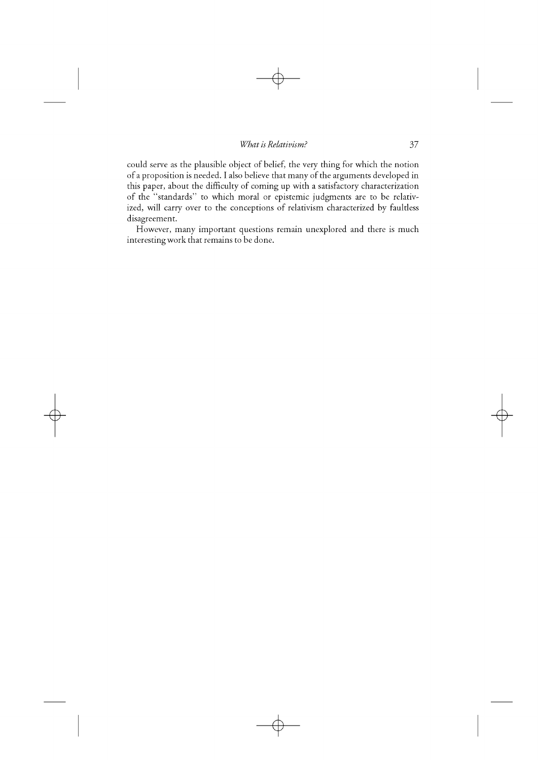could serve as the plausible object of belief, the very thing for which the notion of a proposition is needed. I also believe that many of the arguments developed in this paper, about the difficulty of coming up with a satisfactory characterization of the "standards" to which moral or epistemic judgments are to be relativized, will carry over to the conceptions of relativism characterized by faultless disagreement.

However, many important questions remain unexplored and there is much interesting work that remains to be done.